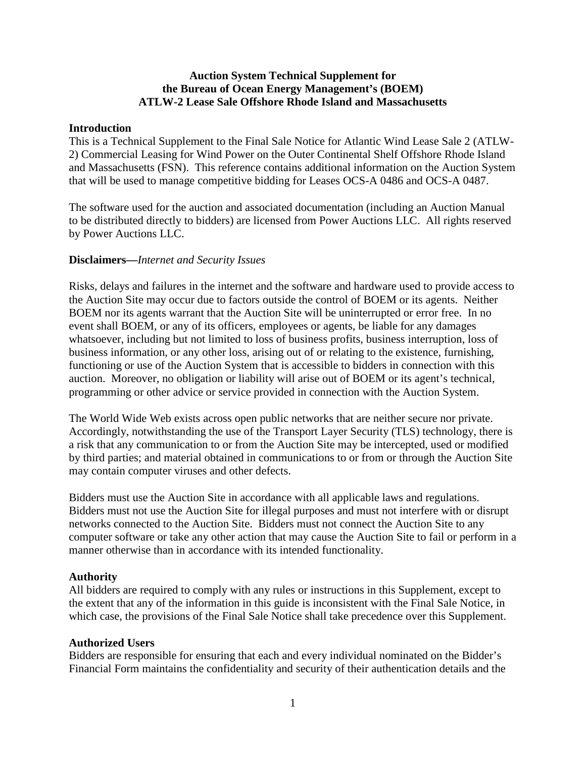**Auction System Technical Supplement for the Bureau of Ocean Energy Management's (BOEM) ATLW-2 Lease Sale Offshore Rhode Island and Massachusetts**

**Introduction**

This is a Technical Supplement to the Final Sale Notice for Atlantic Wind Lease Sale 2 (ATLW-2) Commercial Leasing for Wind Power on the Outer Continental Shelf Offshore Rhode Island and Massachusetts (FSN). This reference contains additional information on the Auction System that will be used to manage competitive bidding for Leases OCS-A 0486 and OCS-A 0487.

The software used for the auction and associated documentation (including an Auction Manual to be distributed directly to bidders) are licensed from Power Auctions LLC. All rights reserved by Power Auctions LLC.

**Disclaimers—***Internet and Security Issues*

Risks, delays and failures in the internet and the software and hardware used to provide access to the Auction Site may occur due to factors outside the control of BOEM or its agents. Neither BOEM nor its agents warrant that the Auction Site will be uninterrupted or error free. In no event shall BOEM, or any of its officers, employees or agents, be liable for any damages whatsoever, including but not limited to loss of business profits, business interruption, loss of business information, or any other loss, arising out of or relating to the existence, furnishing, functioning or use of the Auction System that is accessible to bidders in connection with this auction. Moreover, no obligation or liability will arise out of BOEM or its agent's technical, programming or other advice or service provided in connection with the Auction System.

The World Wide Web exists across open public networks that are neither secure nor private. Accordingly, notwithstanding the use of the Transport Layer Security (TLS) technology, there is a risk that any communication to or from the Auction Site may be intercepted, used or modified by third parties; and material obtained in communications to or from or through the Auction Site may contain computer viruses and other defects.

Bidders must use the Auction Site in accordance with all applicable laws and regulations. Bidders must not use the Auction Site for illegal purposes and must not interfere with or disrupt networks connected to the Auction Site. Bidders must not connect the Auction Site to any computer software or take any other action that may cause the Auction Site to fail or perform in a manner otherwise than in accordance with its intended functionality.

**Authority**

All bidders are required to comply with any rules or instructions in this Supplement, except to the extent that any of the information in this guide is inconsistent with the Final Sale Notice, in which case, the provisions of the Final Sale Notice shall take precedence over this Supplement.

**Authorized Users**

Bidders are responsible for ensuring that each and every individual nominated on the Bidder's Financial Form maintains the confidentiality and security of their authentication details and the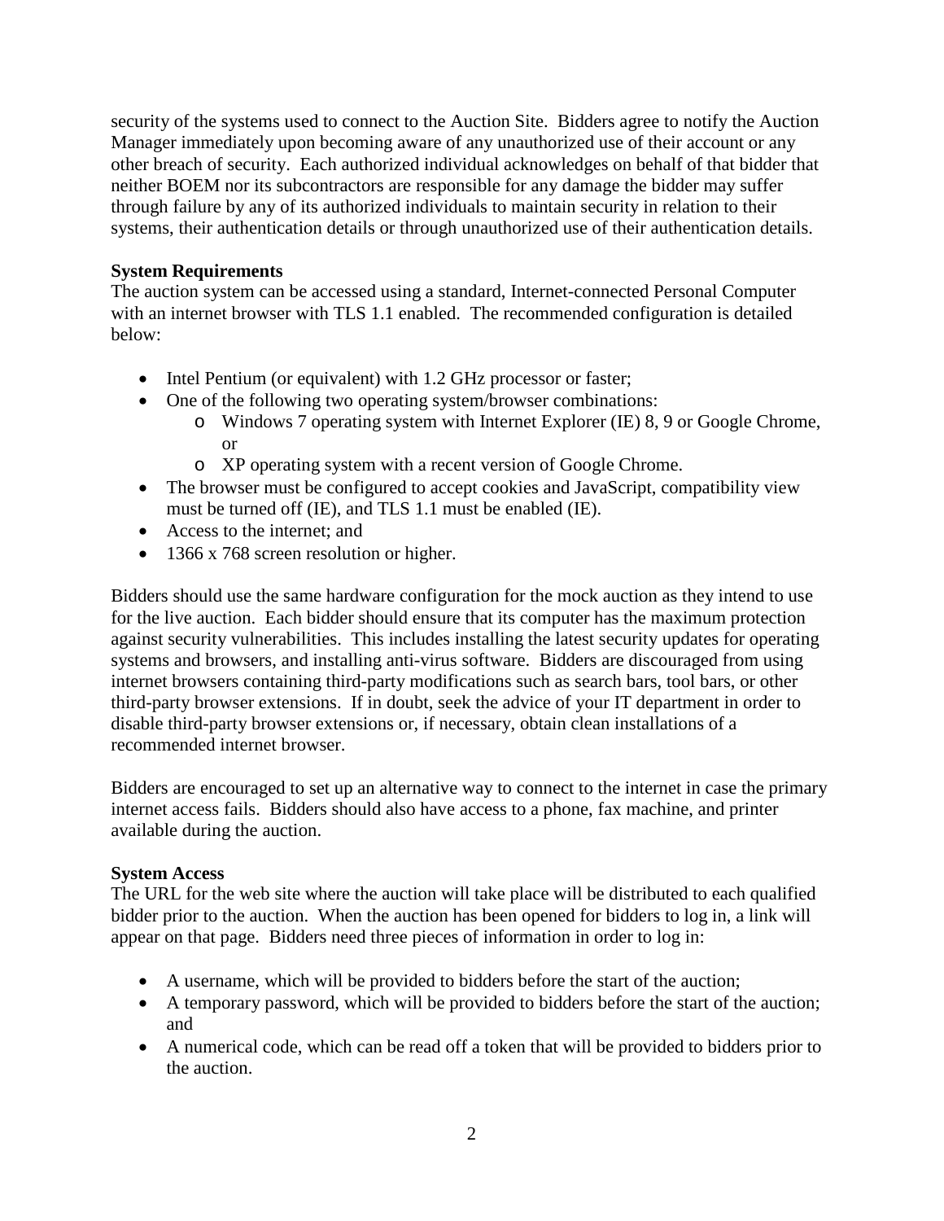security of the systems used to connect to the Auction Site. Bidders agree to notify the Auction Manager immediately upon becoming aware of any unauthorized use of their account or any other breach of security. Each authorized individual acknowledges on behalf of that bidder that neither BOEM nor its subcontractors are responsible for any damage the bidder may suffer through failure by any of its authorized individuals to maintain security in relation to their systems, their authentication details or through unauthorized use of their authentication details.

**System Requirements**

The auction system can be accessed using a standard, Internet-connected Personal Computer with an internet browser with TLS 1.1 enabled. The recommended configuration is detailed below:

- Intel Pentium (or equivalent) with 1.2 GHz processor or faster;
- One of the following two operating system/browser combinations:
  - Windows 7 operating system with Internet Explorer (IE) 8, 9 or Google Chrome, or
  - XP operating system with a recent version of Google Chrome.
- The browser must be configured to accept cookies and JavaScript, compatibility view must be turned off (IE), and TLS 1.1 must be enabled (IE).
- Access to the internet; and
- 1366 x 768 screen resolution or higher.

Bidders should use the same hardware configuration for the mock auction as they intend to use for the live auction. Each bidder should ensure that its computer has the maximum protection against security vulnerabilities. This includes installing the latest security updates for operating systems and browsers, and installing anti-virus software. Bidders are discouraged from using internet browsers containing third-party modifications such as search bars, tool bars, or other third-party browser extensions. If in doubt, seek the advice of your IT department in order to disable third-party browser extensions or, if necessary, obtain clean installations of a recommended internet browser.

Bidders are encouraged to set up an alternative way to connect to the internet in case the primary internet access fails. Bidders should also have access to a phone, fax machine, and printer available during the auction.

**System Access**

The URL for the web site where the auction will take place will be distributed to each qualified bidder prior to the auction. When the auction has been opened for bidders to log in, a link will appear on that page. Bidders need three pieces of information in order to log in:

- A username, which will be provided to bidders before the start of the auction;
- A temporary password, which will be provided to bidders before the start of the auction; and
- A numerical code, which can be read off a token that will be provided to bidders prior to the auction.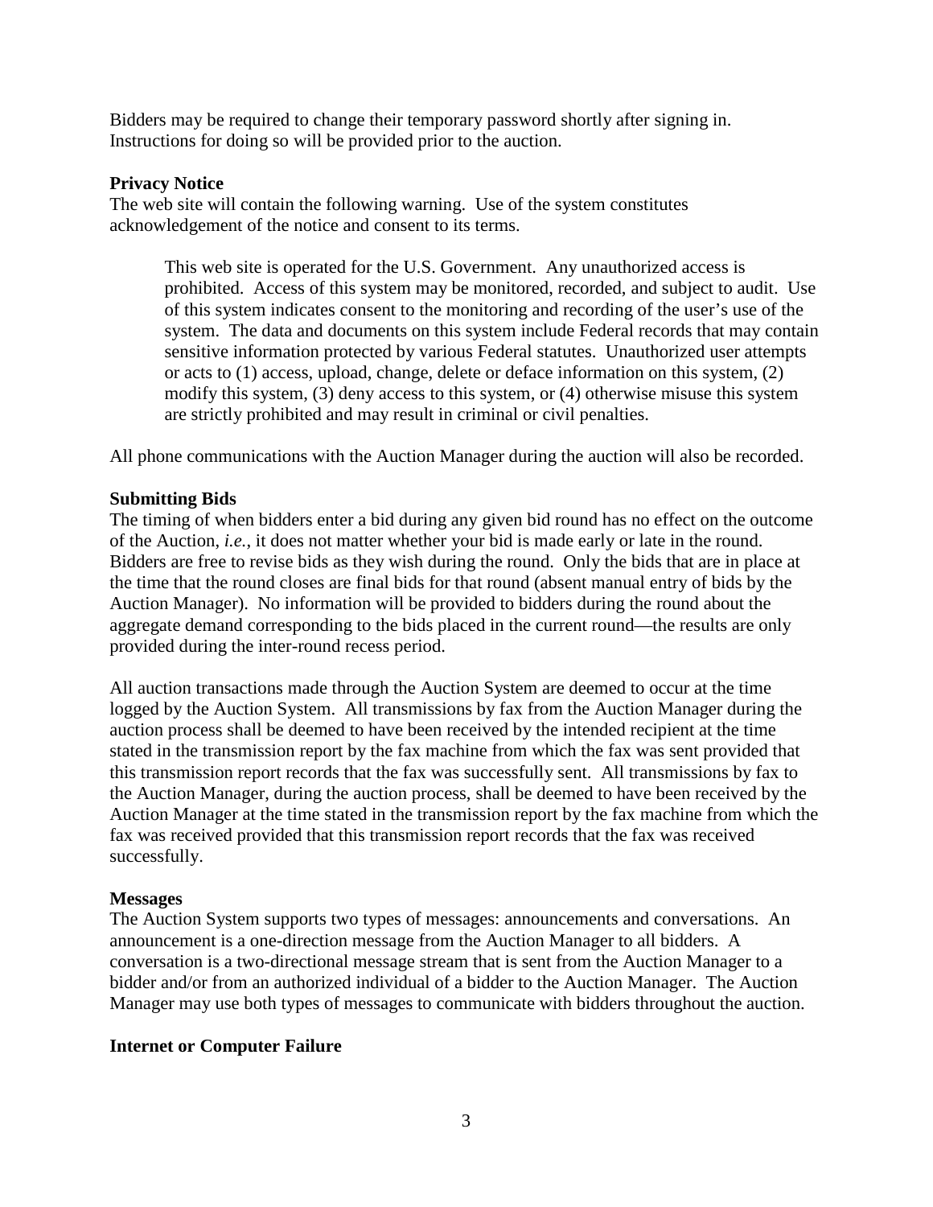Bidders may be required to change their temporary password shortly after signing in. Instructions for doing so will be provided prior to the auction.

**Privacy Notice**

The web site will contain the following warning. Use of the system constitutes acknowledgement of the notice and consent to its terms.

> This web site is operated for the U.S. Government. Any unauthorized access is prohibited. Access of this system may be monitored, recorded, and subject to audit. Use of this system indicates consent to the monitoring and recording of the user's use of the system. The data and documents on this system include Federal records that may contain sensitive information protected by various Federal statutes. Unauthorized user attempts or acts to (1) access, upload, change, delete or deface information on this system, (2) modify this system, (3) deny access to this system, or (4) otherwise misuse this system are strictly prohibited and may result in criminal or civil penalties.

All phone communications with the Auction Manager during the auction will also be recorded.

**Submitting Bids**

The timing of when bidders enter a bid during any given bid round has no effect on the outcome of the Auction, *i.e.*, it does not matter whether your bid is made early or late in the round. Bidders are free to revise bids as they wish during the round. Only the bids that are in place at the time that the round closes are final bids for that round (absent manual entry of bids by the Auction Manager). No information will be provided to bidders during the round about the aggregate demand corresponding to the bids placed in the current round—the results are only provided during the inter-round recess period.

All auction transactions made through the Auction System are deemed to occur at the time logged by the Auction System. All transmissions by fax from the Auction Manager during the auction process shall be deemed to have been received by the intended recipient at the time stated in the transmission report by the fax machine from which the fax was sent provided that this transmission report records that the fax was successfully sent. All transmissions by fax to the Auction Manager, during the auction process, shall be deemed to have been received by the Auction Manager at the time stated in the transmission report by the fax machine from which the fax was received provided that this transmission report records that the fax was received successfully.

**Messages**

The Auction System supports two types of messages: announcements and conversations. An announcement is a one-direction message from the Auction Manager to all bidders. A conversation is a two-directional message stream that is sent from the Auction Manager to a bidder and/or from an authorized individual of a bidder to the Auction Manager. The Auction Manager may use both types of messages to communicate with bidders throughout the auction.

**Internet or Computer Failure**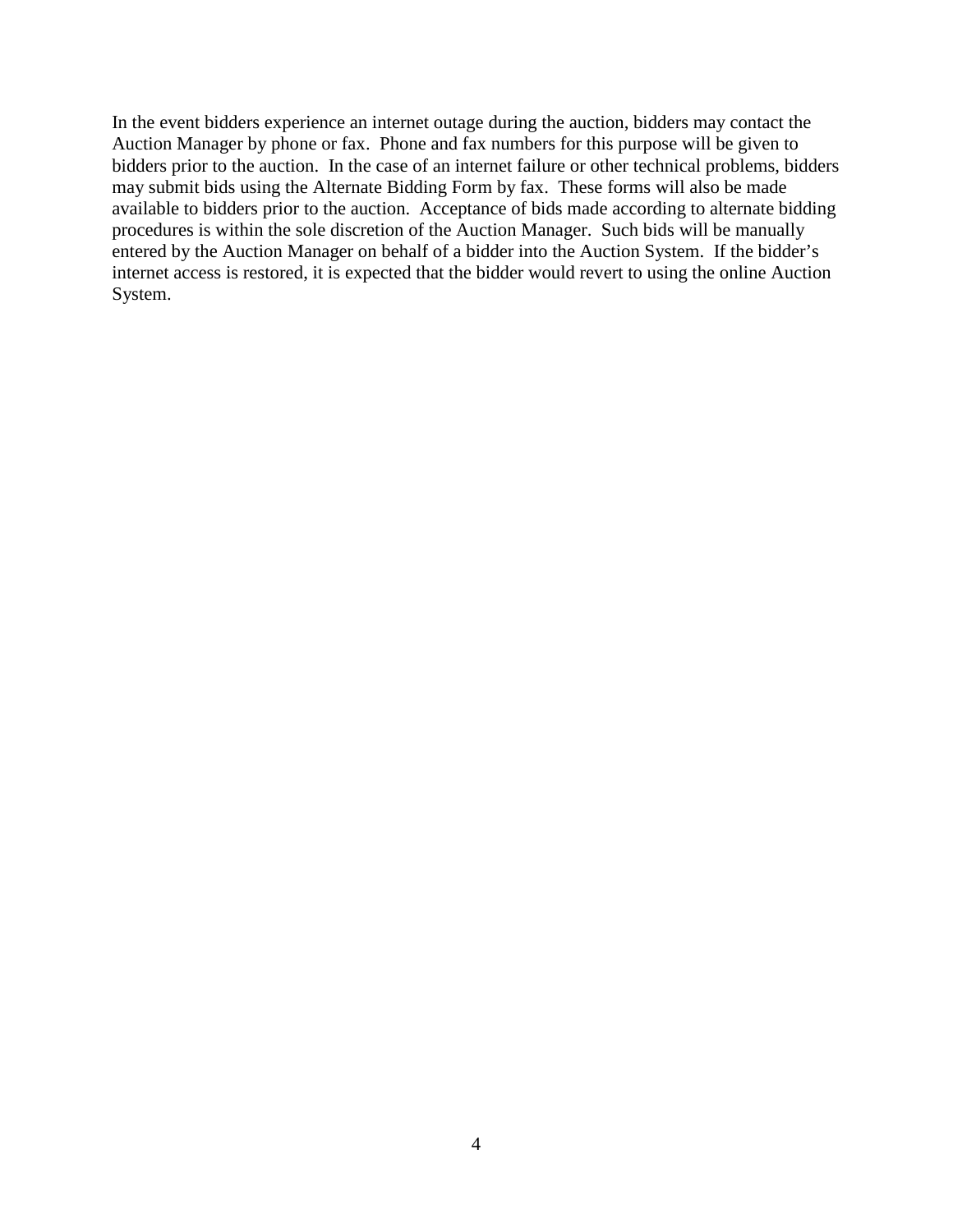In the event bidders experience an internet outage during the auction, bidders may contact the Auction Manager by phone or fax. Phone and fax numbers for this purpose will be given to bidders prior to the auction. In the case of an internet failure or other technical problems, bidders may submit bids using the Alternate Bidding Form by fax. These forms will also be made available to bidders prior to the auction. Acceptance of bids made according to alternate bidding procedures is within the sole discretion of the Auction Manager. Such bids will be manually entered by the Auction Manager on behalf of a bidder into the Auction System. If the bidder's internet access is restored, it is expected that the bidder would revert to using the online Auction System.